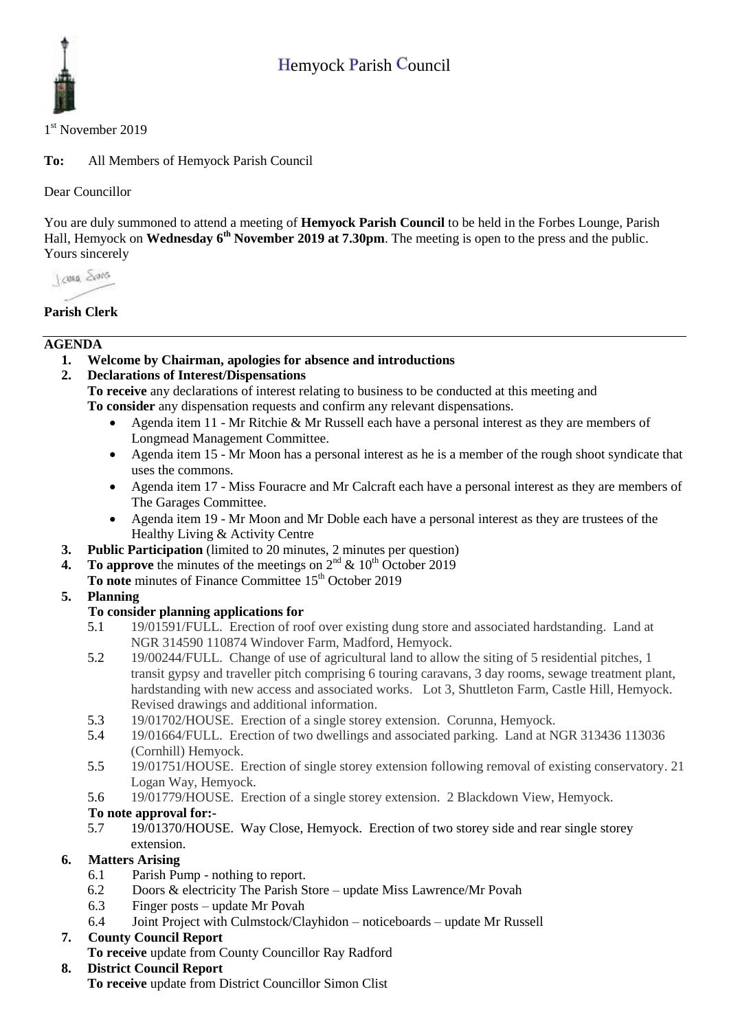# Hemyock Parish Council

1st November 2019

**To:** All Members of Hemyock Parish Council

Dear Councillor

You are duly summoned to attend a meeting of **Hemyock Parish Council** to be held in the Forbes Lounge, Parish Hall, Hemyock on **Wednesday 6th November 2019 at 7.30pm**. The meeting is open to the press and the public.

Yours sincerely

**Parish Clerk**

---

## AGENDA

1. **Welcome by Chairman, apologies for absence and introductions**
2. **Declarations of Interest/Dispensations**
   **To receive** any declarations of interest relating to business to be conducted at this meeting and
   **To consider** any dispensation requests and confirm any relevant dispensations.
   - Agenda item 11 - Mr Ritchie & Mr Russell each have a personal interest as they are members of Longmead Management Committee.
   - Agenda item 15 - Mr Moon has a personal interest as he is a member of the rough shoot syndicate that uses the commons.
   - Agenda item 17 - Miss Fouracre and Mr Calcraft each have a personal interest as they are members of The Garages Committee.
   - Agenda item 19 - Mr Moon and Mr Doble each have a personal interest as they are trustees of the Healthy Living & Activity Centre
3. **Public Participation** (limited to 20 minutes, 2 minutes per question)
4. **To approve** the minutes of the meetings on 2nd & 10th October 2019
   **To note** minutes of Finance Committee 15th October 2019
5. **Planning**
   **To consider planning applications for**
   - 5.1 19/01591/FULL. Erection of roof over existing dung store and associated hardstanding. Land at NGR 314590 110874 Windover Farm, Madford, Hemyock.
   - 5.2 19/00244/FULL. Change of use of agricultural land to allow the siting of 5 residential pitches, 1 transit gypsy and traveller pitch comprising 6 touring caravans, 3 day rooms, sewage treatment plant, hardstanding with new access and associated works. Lot 3, Shuttleton Farm, Castle Hill, Hemyock. Revised drawings and additional information.
   - 5.3 19/01702/HOUSE. Erection of a single storey extension. Corunna, Hemyock.
   - 5.4 19/01664/FULL. Erection of two dwellings and associated parking. Land at NGR 313436 113036 (Cornhill) Hemyock.
   - 5.5 19/01751/HOUSE. Erection of single storey extension following removal of existing conservatory. 21 Logan Way, Hemyock.
   - 5.6 19/01779/HOUSE. Erection of a single storey extension. 2 Blackdown View, Hemyock.

   **To note approval for:-**
   - 5.7 19/01370/HOUSE. Way Close, Hemyock. Erection of two storey side and rear single storey extension.
6. **Matters Arising**
   - 6.1 Parish Pump - nothing to report.
   - 6.2 Doors & electricity The Parish Store – update Miss Lawrence/Mr Povah
   - 6.3 Finger posts – update Mr Povah
   - 6.4 Joint Project with Culmstock/Clayhidon – noticeboards – update Mr Russell
7. **County Council Report**
   **To receive** update from County Councillor Ray Radford
8. **District Council Report**
   **To receive** update from District Councillor Simon Clist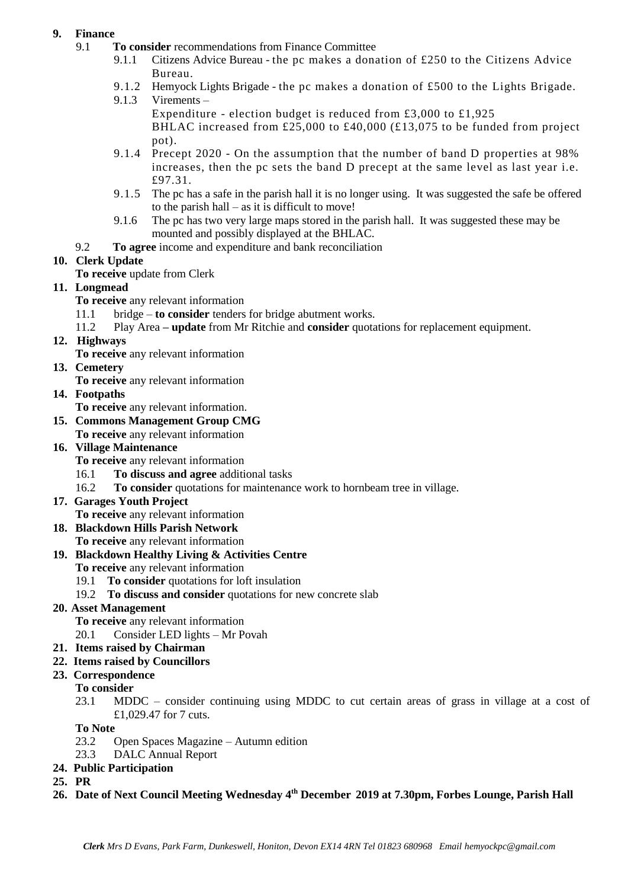**9. Finance**

9.1 **To consider** recommendations from Finance Committee

9.1.1 Citizens Advice Bureau - the pc makes a donation of £250 to the Citizens Advice Bureau.

9.1.2 Hemyock Lights Brigade - the pc makes a donation of £500 to the Lights Brigade.

9.1.3 Virements –
Expenditure - election budget is reduced from £3,000 to £1,925
BHLAC increased from £25,000 to £40,000 (£13,075 to be funded from project pot).

9.1.4 Precept 2020 - On the assumption that the number of band D properties at 98% increases, then the pc sets the band D precept at the same level as last year i.e. £97.31.

9.1.5 The pc has a safe in the parish hall it is no longer using. It was suggested the safe be offered to the parish hall – as it is difficult to move!

9.1.6 The pc has two very large maps stored in the parish hall. It was suggested these may be mounted and possibly displayed at the BHLAC.

9.2 **To agree** income and expenditure and bank reconciliation

**10. Clerk Update**

**To receive** update from Clerk

**11. Longmead**

**To receive** any relevant information

11.1 bridge – **to consider** tenders for bridge abutment works.

11.2 Play Area **– update** from Mr Ritchie and **consider** quotations for replacement equipment.

**12. Highways**

**To receive** any relevant information

**13. Cemetery**

**To receive** any relevant information

**14. Footpaths**

**To receive** any relevant information.

**15. Commons Management Group CMG**

**To receive** any relevant information

**16. Village Maintenance**

**To receive** any relevant information

16.1 **To discuss and agree** additional tasks

16.2 **To consider** quotations for maintenance work to hornbeam tree in village.

**17. Garages Youth Project**

**To receive** any relevant information

**18. Blackdown Hills Parish Network**

**To receive** any relevant information

**19. Blackdown Healthy Living & Activities Centre**

**To receive** any relevant information

19.1 **To consider** quotations for loft insulation

19.2 **To discuss and consider** quotations for new concrete slab

**20. Asset Management**

**To receive** any relevant information

20.1 Consider LED lights – Mr Povah

**21. Items raised by Chairman**

**22. Items raised by Councillors**

**23. Correspondence**

**To consider**

23.1 MDDC – consider continuing using MDDC to cut certain areas of grass in village at a cost of £1,029.47 for 7 cuts.

**To Note**

23.2 Open Spaces Magazine – Autumn edition

23.3 DALC Annual Report

**24. Public Participation**

**25. PR**

**26. Date of Next Council Meeting Wednesday 4th December 2019 at 7.30pm, Forbes Lounge, Parish Hall**

***Clerk** Mrs D Evans, Park Farm, Dunkeswell, Honiton, Devon EX14 4RN Tel 01823 680968 Email hemyockpc@gmail.com*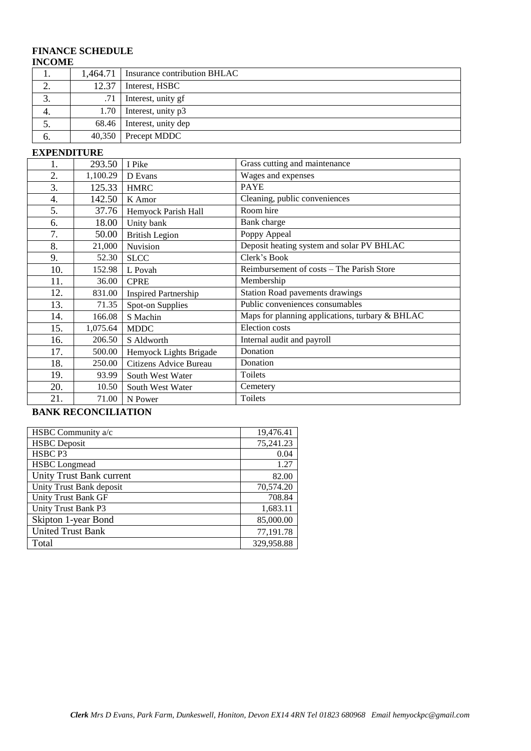**FINANCE SCHEDULE**

**INCOME**

| | | |
|---|---|---|
| 1. | 1,464.71 | Insurance contribution BHLAC |
| 2. | 12.37 | Interest, HSBC |
| 3. | .71 | Interest, unity gf |
| 4. | 1.70 | Interest, unity p3 |
| 5. | 68.46 | Interest, unity dep |
| 6. | 40,350 | Precept MDDC |

**EXPENDITURE**

| | | | |
|---|---|---|---|
| 1. | 293.50 | I Pike | Grass cutting and maintenance |
| 2. | 1,100.29 | D Evans | Wages and expenses |
| 3. | 125.33 | HMRC | PAYE |
| 4. | 142.50 | K Amor | Cleaning, public conveniences |
| 5. | 37.76 | Hemyock Parish Hall | Room hire |
| 6. | 18.00 | Unity bank | Bank charge |
| 7. | 50.00 | British Legion | Poppy Appeal |
| 8. | 21,000 | Nuvision | Deposit heating system and solar PV BHLAC |
| 9. | 52.30 | SLCC | Clerk's Book |
| 10. | 152.98 | L Povah | Reimbursement of costs – The Parish Store |
| 11. | 36.00 | CPRE | Membership |
| 12. | 831.00 | Inspired Partnership | Station Road pavements drawings |
| 13. | 71.35 | Spot-on Supplies | Public conveniences consumables |
| 14. | 166.08 | S Machin | Maps for planning applications, turbary & BHLAC |
| 15. | 1,075.64 | MDDC | Election costs |
| 16. | 206.50 | S Aldworth | Internal audit and payroll |
| 17. | 500.00 | Hemyock Lights Brigade | Donation |
| 18. | 250.00 | Citizens Advice Bureau | Donation |
| 19. | 93.99 | South West Water | Toilets |
| 20. | 10.50 | South West Water | Cemetery |
| 21. | 71.00 | N Power | Toilets |

**BANK RECONCILIATION**

| | |
|---|---|
| HSBC Community a/c | 19,476.41 |
| HSBC Deposit | 75,241.23 |
| HSBC P3 | 0.04 |
| HSBC Longmead | 1.27 |
| Unity Trust Bank current | 82.00 |
| Unity Trust Bank deposit | 70,574.20 |
| Unity Trust Bank GF | 708.84 |
| Unity Trust Bank P3 | 1,683.11 |
| Skipton 1-year Bond | 85,000.00 |
| United Trust Bank | 77,191.78 |
| Total | 329,958.88 |

***Clerk** Mrs D Evans, Park Farm, Dunkeswell, Honiton, Devon EX14 4RN Tel 01823 680968 Email hemyockpc@gmail.com*